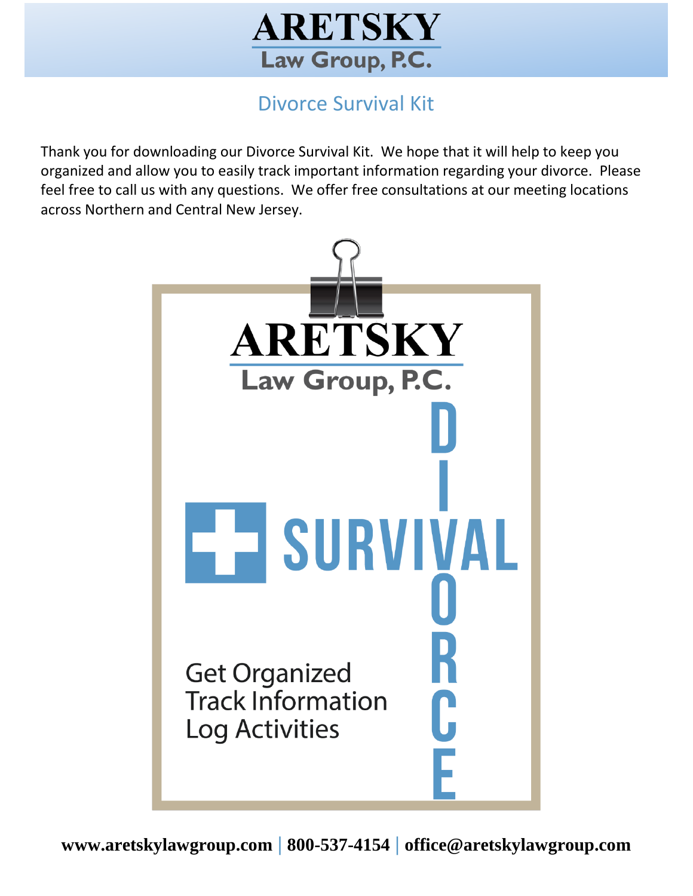# ARETSKY

**Law Group, P.C.**

## Divorce Survival Kit

Thank you for downloading our Divorce Survival Kit. We hope that it will help to keep you organized and allow you to easily track important information regarding your divorce. Please feel free to call us with any questions. We offer free consultations at our meeting locations across Northern and Central New Jersey.

**ARETSKY**

**Law Group, P.C.**

**DIVORCE SURVIVAL**

Get Organized
Track Information
Log Activities

**www.aretskylawgroup.com | 800-537-4154 | office@aretskylawgroup.com**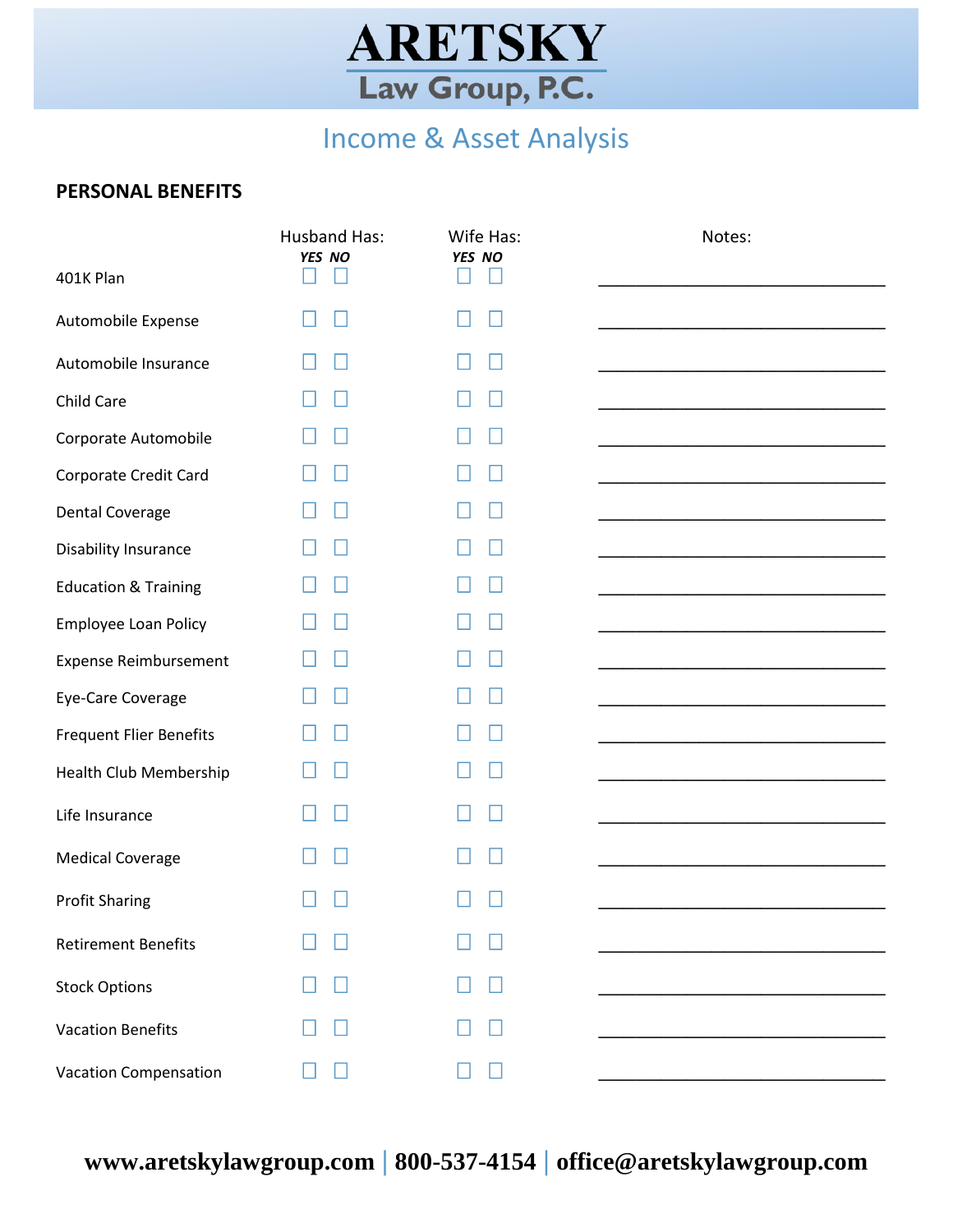# ARETSKY
## Law Group, P.C.

## Income & Asset Analysis

**PERSONAL BENEFITS**

| | Husband Has: YES | Husband Has: NO | Wife Has: YES | Wife Has: NO | Notes: |
|---|---|---|---|---|---|
| 401K Plan | ☐ | ☐ | ☐ | ☐ | ______________________ |
| Automobile Expense | ☐ | ☐ | ☐ | ☐ | ______________________ |
| Automobile Insurance | ☐ | ☐ | ☐ | ☐ | ______________________ |
| Child Care | ☐ | ☐ | ☐ | ☐ | ______________________ |
| Corporate Automobile | ☐ | ☐ | ☐ | ☐ | ______________________ |
| Corporate Credit Card | ☐ | ☐ | ☐ | ☐ | ______________________ |
| Dental Coverage | ☐ | ☐ | ☐ | ☐ | ______________________ |
| Disability Insurance | ☐ | ☐ | ☐ | ☐ | ______________________ |
| Education & Training | ☐ | ☐ | ☐ | ☐ | ______________________ |
| Employee Loan Policy | ☐ | ☐ | ☐ | ☐ | ______________________ |
| Expense Reimbursement | ☐ | ☐ | ☐ | ☐ | ______________________ |
| Eye-Care Coverage | ☐ | ☐ | ☐ | ☐ | ______________________ |
| Frequent Flier Benefits | ☐ | ☐ | ☐ | ☐ | ______________________ |
| Health Club Membership | ☐ | ☐ | ☐ | ☐ | ______________________ |
| Life Insurance | ☐ | ☐ | ☐ | ☐ | ______________________ |
| Medical Coverage | ☐ | ☐ | ☐ | ☐ | ______________________ |
| Profit Sharing | ☐ | ☐ | ☐ | ☐ | ______________________ |
| Retirement Benefits | ☐ | ☐ | ☐ | ☐ | ______________________ |
| Stock Options | ☐ | ☐ | ☐ | ☐ | ______________________ |
| Vacation Benefits | ☐ | ☐ | ☐ | ☐ | ______________________ |
| Vacation Compensation | ☐ | ☐ | ☐ | ☐ | ______________________ |

**www.aretskylawgroup.com | 800-537-4154 | office@aretskylawgroup.com**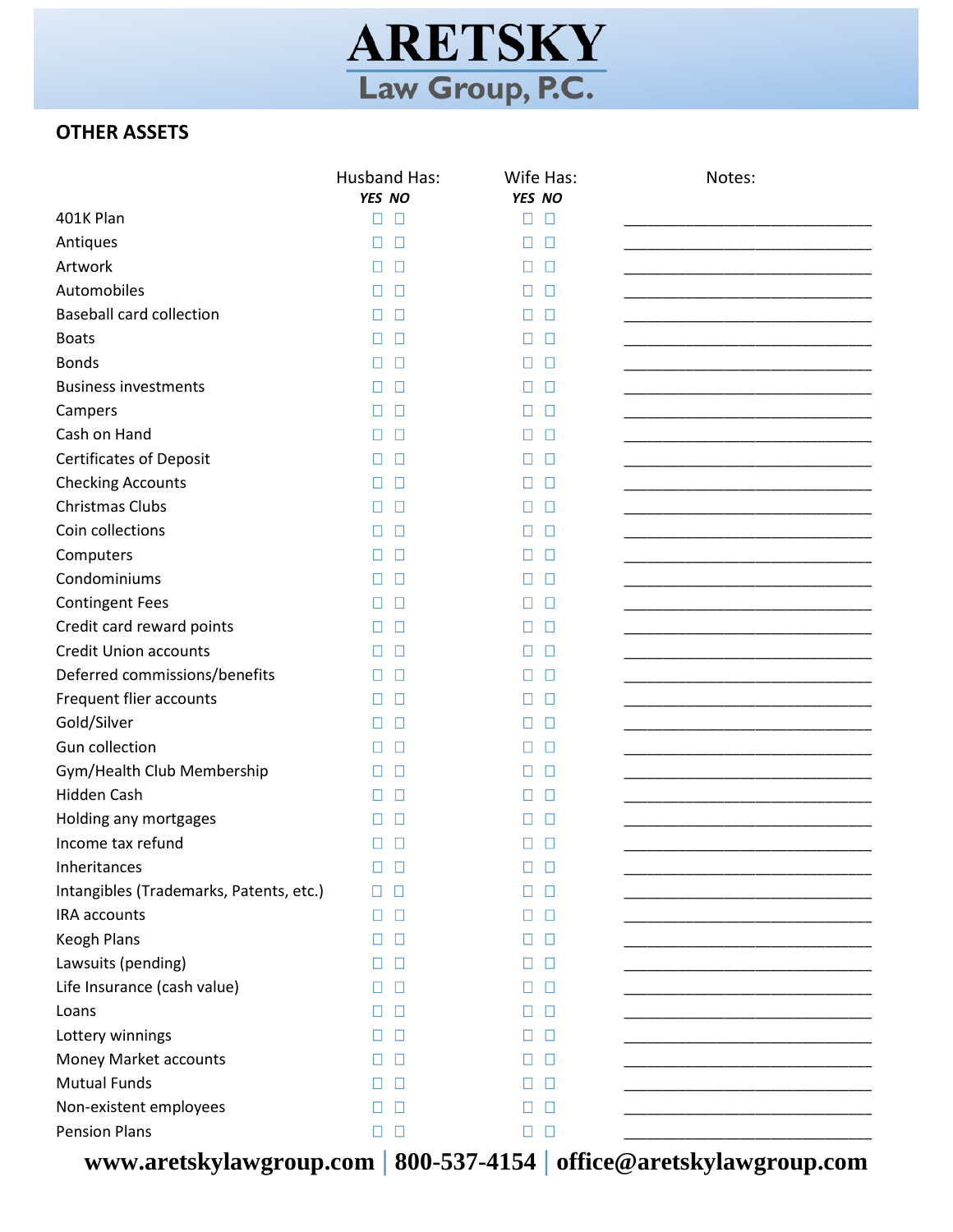# ARETSKY
## Law Group, P.C.

### OTHER ASSETS

| | Husband Has: | | Wife Has: | | Notes: |
|---|---|---|---|---|---|
| | *YES* | *NO* | *YES* | *NO* | |
| 401K Plan | ☐ | ☐ | ☐ | ☐ | ______________________________ |
| Antiques | ☐ | ☐ | ☐ | ☐ | ______________________________ |
| Artwork | ☐ | ☐ | ☐ | ☐ | ______________________________ |
| Automobiles | ☐ | ☐ | ☐ | ☐ | ______________________________ |
| Baseball card collection | ☐ | ☐ | ☐ | ☐ | ______________________________ |
| Boats | ☐ | ☐ | ☐ | ☐ | ______________________________ |
| Bonds | ☐ | ☐ | ☐ | ☐ | ______________________________ |
| Business investments | ☐ | ☐ | ☐ | ☐ | ______________________________ |
| Campers | ☐ | ☐ | ☐ | ☐ | ______________________________ |
| Cash on Hand | ☐ | ☐ | ☐ | ☐ | ______________________________ |
| Certificates of Deposit | ☐ | ☐ | ☐ | ☐ | ______________________________ |
| Checking Accounts | ☐ | ☐ | ☐ | ☐ | ______________________________ |
| Christmas Clubs | ☐ | ☐ | ☐ | ☐ | ______________________________ |
| Coin collections | ☐ | ☐ | ☐ | ☐ | ______________________________ |
| Computers | ☐ | ☐ | ☐ | ☐ | ______________________________ |
| Condominiums | ☐ | ☐ | ☐ | ☐ | ______________________________ |
| Contingent Fees | ☐ | ☐ | ☐ | ☐ | ______________________________ |
| Credit card reward points | ☐ | ☐ | ☐ | ☐ | ______________________________ |
| Credit Union accounts | ☐ | ☐ | ☐ | ☐ | ______________________________ |
| Deferred commissions/benefits | ☐ | ☐ | ☐ | ☐ | ______________________________ |
| Frequent flier accounts | ☐ | ☐ | ☐ | ☐ | ______________________________ |
| Gold/Silver | ☐ | ☐ | ☐ | ☐ | ______________________________ |
| Gun collection | ☐ | ☐ | ☐ | ☐ | ______________________________ |
| Gym/Health Club Membership | ☐ | ☐ | ☐ | ☐ | ______________________________ |
| Hidden Cash | ☐ | ☐ | ☐ | ☐ | ______________________________ |
| Holding any mortgages | ☐ | ☐ | ☐ | ☐ | ______________________________ |
| Income tax refund | ☐ | ☐ | ☐ | ☐ | ______________________________ |
| Inheritances | ☐ | ☐ | ☐ | ☐ | ______________________________ |
| Intangibles (Trademarks, Patents, etc.) | ☐ | ☐ | ☐ | ☐ | ______________________________ |
| IRA accounts | ☐ | ☐ | ☐ | ☐ | ______________________________ |
| Keogh Plans | ☐ | ☐ | ☐ | ☐ | ______________________________ |
| Lawsuits (pending) | ☐ | ☐ | ☐ | ☐ | ______________________________ |
| Life Insurance (cash value) | ☐ | ☐ | ☐ | ☐ | ______________________________ |
| Loans | ☐ | ☐ | ☐ | ☐ | ______________________________ |
| Lottery winnings | ☐ | ☐ | ☐ | ☐ | ______________________________ |
| Money Market accounts | ☐ | ☐ | ☐ | ☐ | ______________________________ |
| Mutual Funds | ☐ | ☐ | ☐ | ☐ | ______________________________ |
| Non-existent employees | ☐ | ☐ | ☐ | ☐ | ______________________________ |
| Pension Plans | ☐ | ☐ | ☐ | ☐ | ______________________________ |

**www.aretskylawgroup.com | 800-537-4154 | office@aretskylawgroup.com**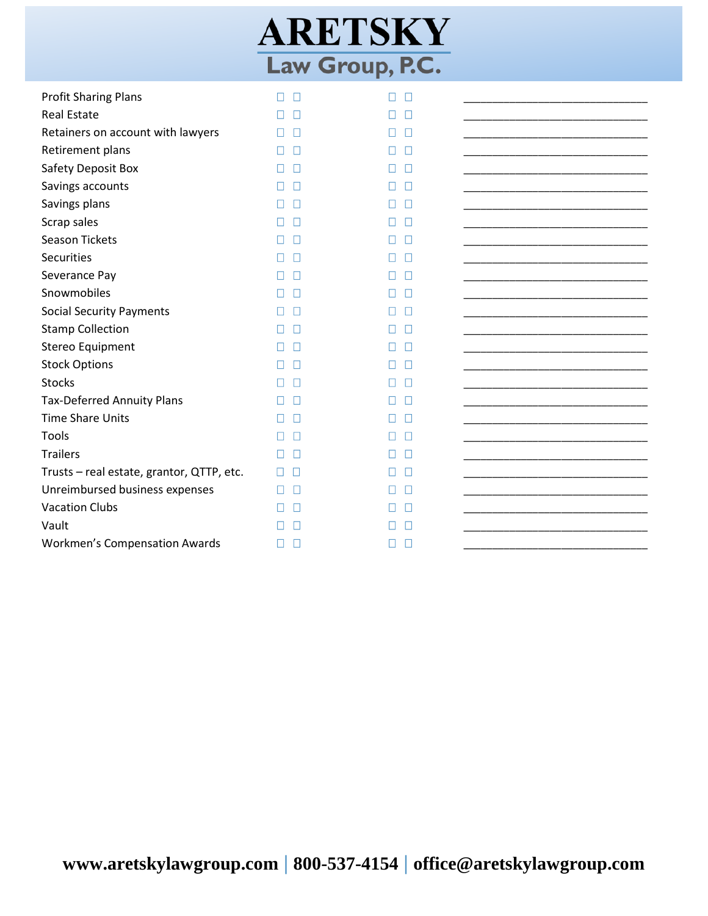# ARETSKY

## Law Group, P.C.

| | | | | | |
|---|---|---|---|---|---|
| Profit Sharing Plans | ☐ | ☐ | ☐ | ☐ | ____________________________ |
| Real Estate | ☐ | ☐ | ☐ | ☐ | ____________________________ |
| Retainers on account with lawyers | ☐ | ☐ | ☐ | ☐ | ____________________________ |
| Retirement plans | ☐ | ☐ | ☐ | ☐ | ____________________________ |
| Safety Deposit Box | ☐ | ☐ | ☐ | ☐ | ____________________________ |
| Savings accounts | ☐ | ☐ | ☐ | ☐ | ____________________________ |
| Savings plans | ☐ | ☐ | ☐ | ☐ | ____________________________ |
| Scrap sales | ☐ | ☐ | ☐ | ☐ | ____________________________ |
| Season Tickets | ☐ | ☐ | ☐ | ☐ | ____________________________ |
| Securities | ☐ | ☐ | ☐ | ☐ | ____________________________ |
| Severance Pay | ☐ | ☐ | ☐ | ☐ | ____________________________ |
| Snowmobiles | ☐ | ☐ | ☐ | ☐ | ____________________________ |
| Social Security Payments | ☐ | ☐ | ☐ | ☐ | ____________________________ |
| Stamp Collection | ☐ | ☐ | ☐ | ☐ | ____________________________ |
| Stereo Equipment | ☐ | ☐ | ☐ | ☐ | ____________________________ |
| Stock Options | ☐ | ☐ | ☐ | ☐ | ____________________________ |
| Stocks | ☐ | ☐ | ☐ | ☐ | ____________________________ |
| Tax-Deferred Annuity Plans | ☐ | ☐ | ☐ | ☐ | ____________________________ |
| Time Share Units | ☐ | ☐ | ☐ | ☐ | ____________________________ |
| Tools | ☐ | ☐ | ☐ | ☐ | ____________________________ |
| Trailers | ☐ | ☐ | ☐ | ☐ | ____________________________ |
| Trusts – real estate, grantor, QTTP, etc. | ☐ | ☐ | ☐ | ☐ | ____________________________ |
| Unreimbursed business expenses | ☐ | ☐ | ☐ | ☐ | ____________________________ |
| Vacation Clubs | ☐ | ☐ | ☐ | ☐ | ____________________________ |
| Vault | ☐ | ☐ | ☐ | ☐ | ____________________________ |
| Workmen's Compensation Awards | ☐ | ☐ | ☐ | ☐ | ____________________________ |

**www.aretskylawgroup.com | 800-537-4154 | office@aretskylawgroup.com**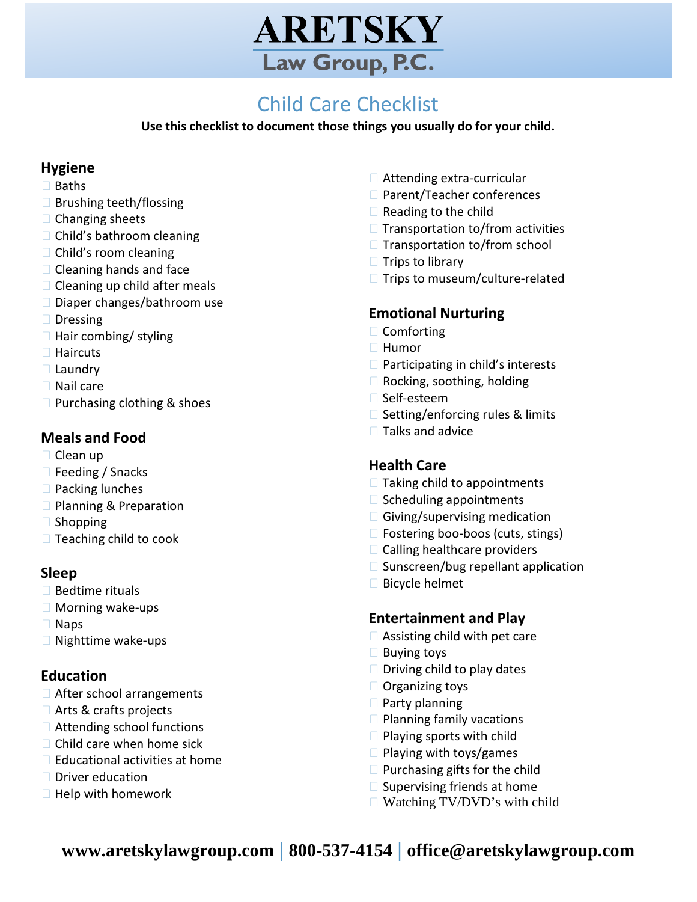# ARETSKY Law Group, P.C.

## Child Care Checklist

**Use this checklist to document those things you usually do for your child.**

### Hygiene

- ☐ Baths
- ☐ Brushing teeth/flossing
- ☐ Changing sheets
- ☐ Child's bathroom cleaning
- ☐ Child's room cleaning
- ☐ Cleaning hands and face
- ☐ Cleaning up child after meals
- ☐ Diaper changes/bathroom use
- ☐ Dressing
- ☐ Hair combing/ styling
- ☐ Haircuts
- ☐ Laundry
- ☐ Nail care
- ☐ Purchasing clothing & shoes

### Meals and Food

- ☐ Clean up
- ☐ Feeding / Snacks
- ☐ Packing lunches
- ☐ Planning & Preparation
- ☐ Shopping
- ☐ Teaching child to cook

### Sleep

- ☐ Bedtime rituals
- ☐ Morning wake-ups
- ☐ Naps
- ☐ Nighttime wake-ups

### Education

- ☐ After school arrangements
- ☐ Arts & crafts projects
- ☐ Attending school functions
- ☐ Child care when home sick
- ☐ Educational activities at home
- ☐ Driver education
- ☐ Help with homework
- ☐ Attending extra-curricular
- ☐ Parent/Teacher conferences
- ☐ Reading to the child
- ☐ Transportation to/from activities
- ☐ Transportation to/from school
- ☐ Trips to library
- ☐ Trips to museum/culture-related

### Emotional Nurturing

- ☐ Comforting
- ☐ Humor
- ☐ Participating in child's interests
- ☐ Rocking, soothing, holding
- ☐ Self-esteem
- ☐ Setting/enforcing rules & limits
- ☐ Talks and advice

### Health Care

- ☐ Taking child to appointments
- ☐ Scheduling appointments
- ☐ Giving/supervising medication
- ☐ Fostering boo-boos (cuts, stings)
- ☐ Calling healthcare providers
- ☐ Sunscreen/bug repellant application
- ☐ Bicycle helmet

### Entertainment and Play

- ☐ Assisting child with pet care
- ☐ Buying toys
- ☐ Driving child to play dates
- ☐ Organizing toys
- ☐ Party planning
- ☐ Planning family vacations
- ☐ Playing sports with child
- ☐ Playing with toys/games
- ☐ Purchasing gifts for the child
- ☐ Supervising friends at home
- ☐ Watching TV/DVD's with child

**www.aretskylawgroup.com | 800-537-4154 | office@aretskylawgroup.com**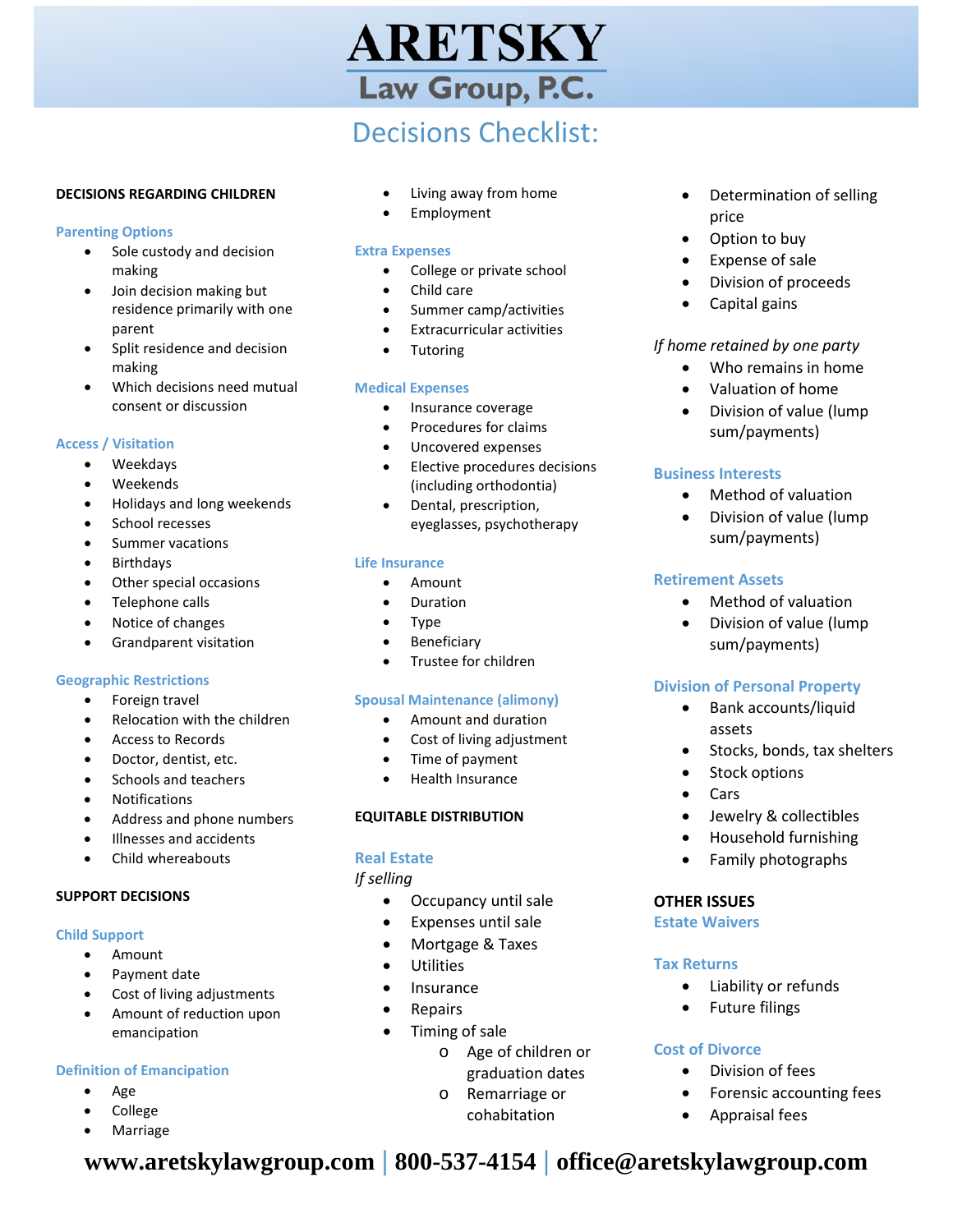# ARETSKY Law Group, P.C.

## Decisions Checklist:

### DECISIONS REGARDING CHILDREN

**Parenting Options**

- Sole custody and decision making
- Join decision making but residence primarily with one parent
- Split residence and decision making
- Which decisions need mutual consent or discussion

**Access / Visitation**

- Weekdays
- Weekends
- Holidays and long weekends
- School recesses
- Summer vacations
- Birthdays
- Other special occasions
- Telephone calls
- Notice of changes
- Grandparent visitation

**Geographic Restrictions**

- Foreign travel
- Relocation with the children
- Access to Records
- Doctor, dentist, etc.
- Schools and teachers
- Notifications
- Address and phone numbers
- Illnesses and accidents
- Child whereabouts

### SUPPORT DECISIONS

**Child Support**

- Amount
- Payment date
- Cost of living adjustments
- Amount of reduction upon emancipation

**Definition of Emancipation**

- Age
- College
- Marriage
- Living away from home
- Employment

**Extra Expenses**

- College or private school
- Child care
- Summer camp/activities
- Extracurricular activities
- Tutoring

**Medical Expenses**

- Insurance coverage
- Procedures for claims
- Uncovered expenses
- Elective procedures decisions (including orthodontia)
- Dental, prescription, eyeglasses, psychotherapy

**Life Insurance**

- Amount
- Duration
- Type
- Beneficiary
- Trustee for children

**Spousal Maintenance (alimony)**

- Amount and duration
- Cost of living adjustment
- Time of payment
- Health Insurance

### EQUITABLE DISTRIBUTION

**Real Estate**

*If selling*

- Occupancy until sale
- Expenses until sale
- Mortgage & Taxes
- Utilities
- Insurance
- Repairs
- Timing of sale
  - Age of children or graduation dates
  - Remarriage or cohabitation
- Determination of selling price
- Option to buy
- Expense of sale
- Division of proceeds
- Capital gains

*If home retained by one party*

- Who remains in home
- Valuation of home
- Division of value (lump sum/payments)

**Business Interests**

- Method of valuation
- Division of value (lump sum/payments)

**Retirement Assets**

- Method of valuation
- Division of value (lump sum/payments)

**Division of Personal Property**

- Bank accounts/liquid assets
- Stocks, bonds, tax shelters
- Stock options
- Cars
- Jewelry & collectibles
- Household furnishing
- Family photographs

### OTHER ISSUES

**Estate Waivers**

**Tax Returns**

- Liability or refunds
- Future filings

**Cost of Divorce**

- Division of fees
- Forensic accounting fees
- Appraisal fees

**www.aretskylawgroup.com | 800-537-4154 | office@aretskylawgroup.com**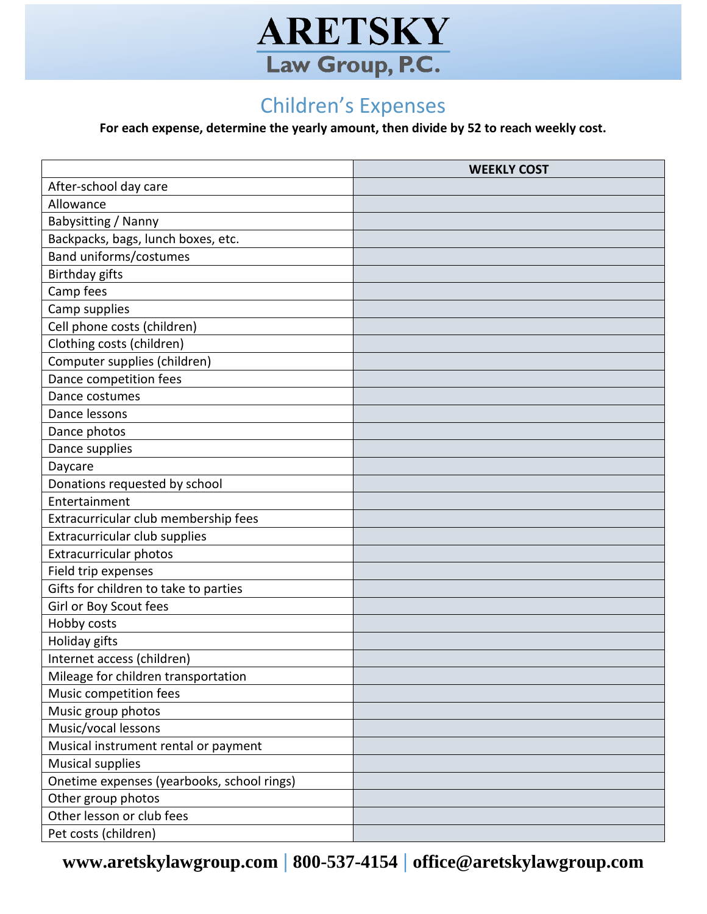# ARETSKY

## Law Group, P.C.

## Children's Expenses

**For each expense, determine the yearly amount, then divide by 52 to reach weekly cost.**

| | WEEKLY COST |
|---|---|
| After-school day care | |
| Allowance | |
| Babysitting / Nanny | |
| Backpacks, bags, lunch boxes, etc. | |
| Band uniforms/costumes | |
| Birthday gifts | |
| Camp fees | |
| Camp supplies | |
| Cell phone costs (children) | |
| Clothing costs (children) | |
| Computer supplies (children) | |
| Dance competition fees | |
| Dance costumes | |
| Dance lessons | |
| Dance photos | |
| Dance supplies | |
| Daycare | |
| Donations requested by school | |
| Entertainment | |
| Extracurricular club membership fees | |
| Extracurricular club supplies | |
| Extracurricular photos | |
| Field trip expenses | |
| Gifts for children to take to parties | |
| Girl or Boy Scout fees | |
| Hobby costs | |
| Holiday gifts | |
| Internet access (children) | |
| Mileage for children transportation | |
| Music competition fees | |
| Music group photos | |
| Music/vocal lessons | |
| Musical instrument rental or payment | |
| Musical supplies | |
| Onetime expenses (yearbooks, school rings) | |
| Other group photos | |
| Other lesson or club fees | |
| Pet costs (children) | |

**www.aretskylawgroup.com | 800-537-4154 | office@aretskylawgroup.com**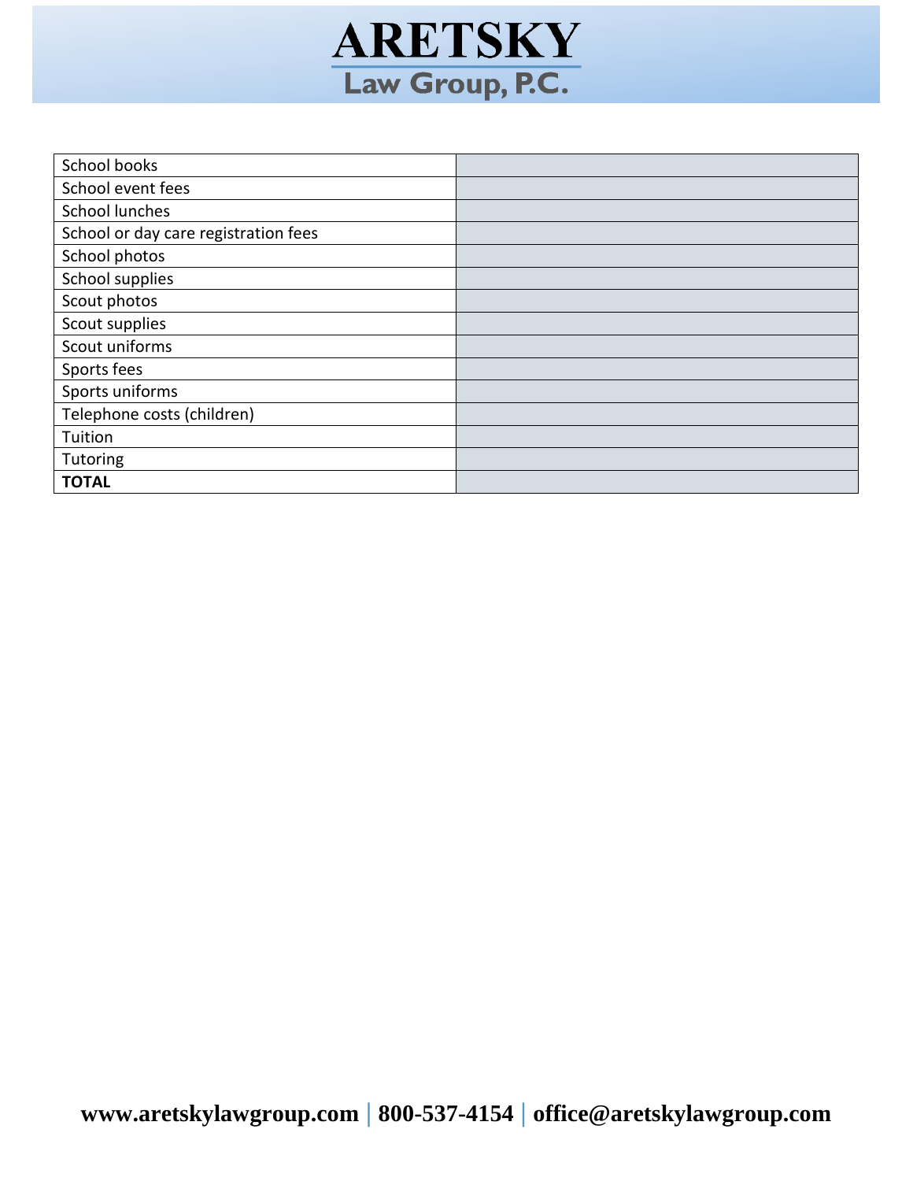| | |
|---|---|
| School books | |
| School event fees | |
| School lunches | |
| School or day care registration fees | |
| School photos | |
| School supplies | |
| Scout photos | |
| Scout supplies | |
| Scout uniforms | |
| Sports fees | |
| Sports uniforms | |
| Telephone costs (children) | |
| Tuition | |
| Tutoring | |
| **TOTAL** | |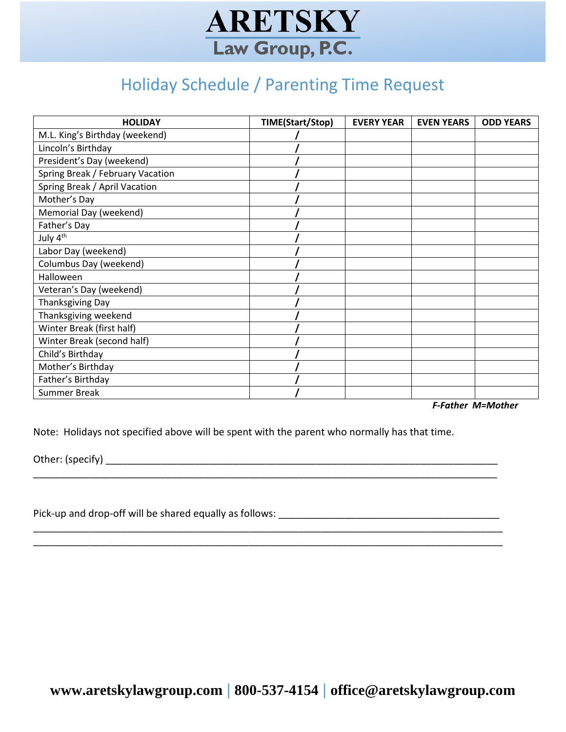# ARETSKY Law Group, P.C.

## Holiday Schedule / Parenting Time Request

| HOLIDAY | TIME(Start/Stop) | EVERY YEAR | EVEN YEARS | ODD YEARS |
|---|---|---|---|---|
| M.L. King's Birthday (weekend) | / | | | |
| Lincoln's Birthday | / | | | |
| President's Day (weekend) | / | | | |
| Spring Break / February Vacation | / | | | |
| Spring Break / April Vacation | / | | | |
| Mother's Day | / | | | |
| Memorial Day (weekend) | / | | | |
| Father's Day | / | | | |
| July 4th | / | | | |
| Labor Day (weekend) | / | | | |
| Columbus Day (weekend) | / | | | |
| Halloween | / | | | |
| Veteran's Day (weekend) | / | | | |
| Thanksgiving Day | / | | | |
| Thanksgiving weekend | / | | | |
| Winter Break (first half) | / | | | |
| Winter Break (second half) | / | | | |
| Child's Birthday | / | | | |
| Mother's Birthday | / | | | |
| Father's Birthday | / | | | |
| Summer Break | / | | | |

***F-Father M=Mother***

Note: Holidays not specified above will be spent with the parent who normally has that time.

Other: (specify) ____________________________________________________________________
____________________________________________________________________________________

Pick-up and drop-off will be shared equally as follows: ______________________________________
____________________________________________________________________________________
____________________________________________________________________________________

**www.aretskylawgroup.com | 800-537-4154 | office@aretskylawgroup.com**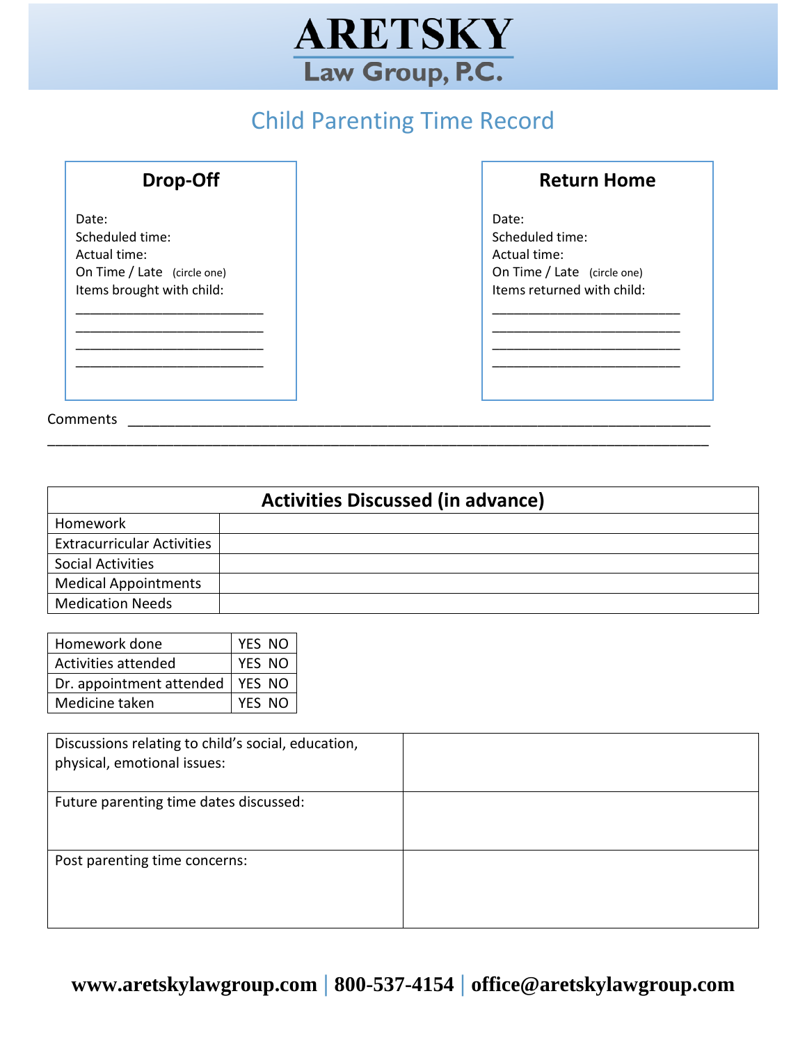# ARETSKY
## Law Group, P.C.

## Child Parenting Time Record

### Drop-Off

Date:
Scheduled time:
Actual time:
On Time / Late (circle one)
Items brought with child:

_________________________
_________________________
_________________________
_________________________

### Return Home

Date:
Scheduled time:
Actual time:
On Time / Late (circle one)
Items returned with child:

_________________________
_________________________
_________________________
_________________________

Comments ______________________________________________________________________________
______________________________________________________________________________________

| Activities Discussed (in advance) | |
|---|---|
| Homework | |
| Extracurricular Activities | |
| Social Activities | |
| Medical Appointments | |
| Medication Needs | |

| | |
|---|---|
| Homework done | YES NO |
| Activities attended | YES NO |
| Dr. appointment attended | YES NO |
| Medicine taken | YES NO |

| | |
|---|---|
| Discussions relating to child's social, education, physical, emotional issues: | |
| Future parenting time dates discussed: | |
| Post parenting time concerns: | |

**www.aretskylawgroup.com | 800-537-4154 | office@aretskylawgroup.com**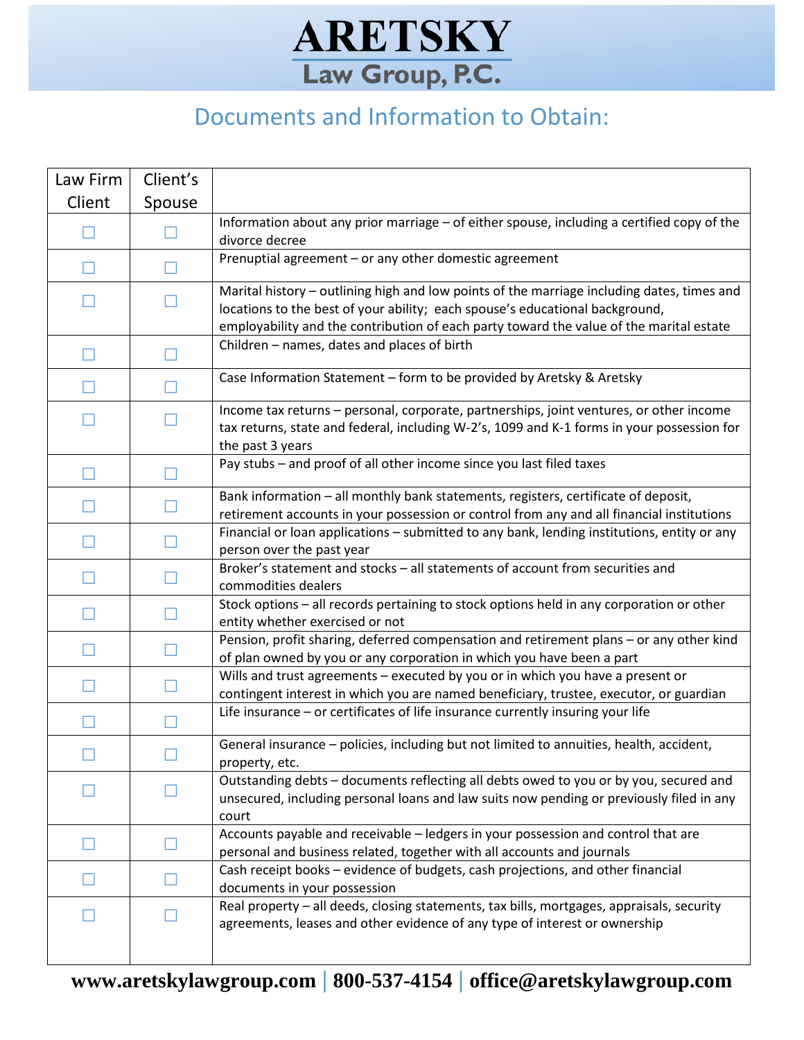# ARETSKY Law Group, P.C.

## Documents and Information to Obtain:

| Law Firm Client | Client's Spouse | |
|---|---|---|
| ☐ | ☐ | Information about any prior marriage – of either spouse, including a certified copy of the divorce decree |
| ☐ | ☐ | Prenuptial agreement – or any other domestic agreement |
| ☐ | ☐ | Marital history – outlining high and low points of the marriage including dates, times and locations to the best of your ability; each spouse's educational background, employability and the contribution of each party toward the value of the marital estate |
| ☐ | ☐ | Children – names, dates and places of birth |
| ☐ | ☐ | Case Information Statement – form to be provided by Aretsky & Aretsky |
| ☐ | ☐ | Income tax returns – personal, corporate, partnerships, joint ventures, or other income tax returns, state and federal, including W-2's, 1099 and K-1 forms in your possession for the past 3 years |
| ☐ | ☐ | Pay stubs – and proof of all other income since you last filed taxes |
| ☐ | ☐ | Bank information – all monthly bank statements, registers, certificate of deposit, retirement accounts in your possession or control from any and all financial institutions |
| ☐ | ☐ | Financial or loan applications – submitted to any bank, lending institutions, entity or any person over the past year |
| ☐ | ☐ | Broker's statement and stocks – all statements of account from securities and commodities dealers |
| ☐ | ☐ | Stock options – all records pertaining to stock options held in any corporation or other entity whether exercised or not |
| ☐ | ☐ | Pension, profit sharing, deferred compensation and retirement plans – or any other kind of plan owned by you or any corporation in which you have been a part |
| ☐ | ☐ | Wills and trust agreements – executed by you or in which you have a present or contingent interest in which you are named beneficiary, trustee, executor, or guardian |
| ☐ | ☐ | Life insurance – or certificates of life insurance currently insuring your life |
| ☐ | ☐ | General insurance – policies, including but not limited to annuities, health, accident, property, etc. |
| ☐ | ☐ | Outstanding debts – documents reflecting all debts owed to you or by you, secured and unsecured, including personal loans and law suits now pending or previously filed in any court |
| ☐ | ☐ | Accounts payable and receivable – ledgers in your possession and control that are personal and business related, together with all accounts and journals |
| ☐ | ☐ | Cash receipt books – evidence of budgets, cash projections, and other financial documents in your possession |
| ☐ | ☐ | Real property – all deeds, closing statements, tax bills, mortgages, appraisals, security agreements, leases and other evidence of any type of interest or ownership |

**www.aretskylawgroup.com | 800-537-4154 | office@aretskylawgroup.com**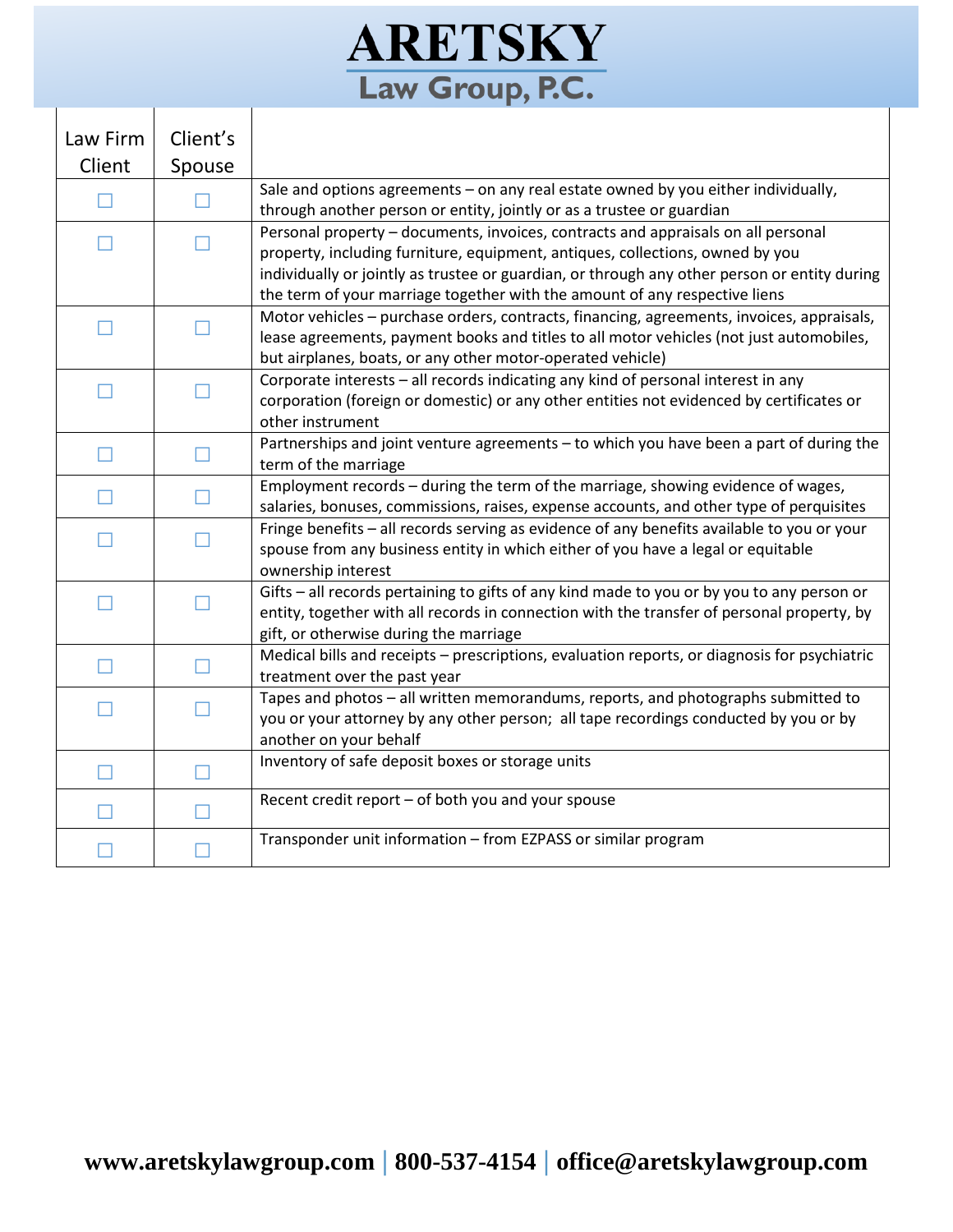# ARETSKY
## Law Group, P.C.

| Law Firm Client | Client's Spouse | |
|---|---|---|
| ☐ | ☐ | Sale and options agreements – on any real estate owned by you either individually, through another person or entity, jointly or as a trustee or guardian |
| ☐ | ☐ | Personal property – documents, invoices, contracts and appraisals on all personal property, including furniture, equipment, antiques, collections, owned by you individually or jointly as trustee or guardian, or through any other person or entity during the term of your marriage together with the amount of any respective liens |
| ☐ | ☐ | Motor vehicles – purchase orders, contracts, financing, agreements, invoices, appraisals, lease agreements, payment books and titles to all motor vehicles (not just automobiles, but airplanes, boats, or any other motor-operated vehicle) |
| ☐ | ☐ | Corporate interests – all records indicating any kind of personal interest in any corporation (foreign or domestic) or any other entities not evidenced by certificates or other instrument |
| ☐ | ☐ | Partnerships and joint venture agreements – to which you have been a part of during the term of the marriage |
| ☐ | ☐ | Employment records – during the term of the marriage, showing evidence of wages, salaries, bonuses, commissions, raises, expense accounts, and other type of perquisites |
| ☐ | ☐ | Fringe benefits – all records serving as evidence of any benefits available to you or your spouse from any business entity in which either of you have a legal or equitable ownership interest |
| ☐ | ☐ | Gifts – all records pertaining to gifts of any kind made to you or by you to any person or entity, together with all records in connection with the transfer of personal property, by gift, or otherwise during the marriage |
| ☐ | ☐ | Medical bills and receipts – prescriptions, evaluation reports, or diagnosis for psychiatric treatment over the past year |
| ☐ | ☐ | Tapes and photos – all written memorandums, reports, and photographs submitted to you or your attorney by any other person; all tape recordings conducted by you or by another on your behalf |
| ☐ | ☐ | Inventory of safe deposit boxes or storage units |
| ☐ | ☐ | Recent credit report – of both you and your spouse |
| ☐ | ☐ | Transponder unit information – from EZPASS or similar program |

**www.aretskylawgroup.com | 800-537-4154 | office@aretskylawgroup.com**